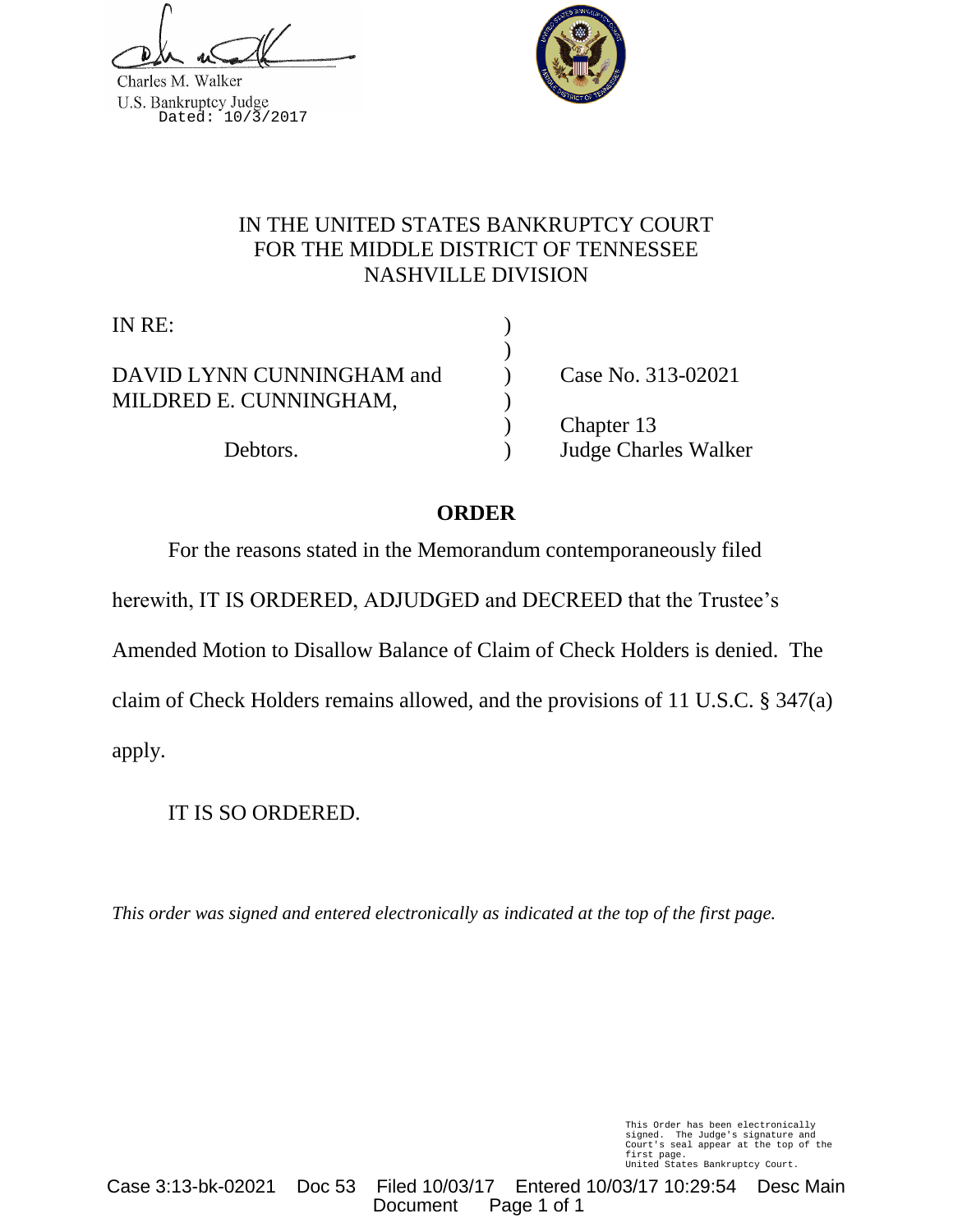Charles M. Walker
U.S. Bankruptcy Judge
Dated: 10/3/2017

IN THE UNITED STATES BANKRUPTCY COURT
FOR THE MIDDLE DISTRICT OF TENNESSEE
NASHVILLE DIVISION

| | | |
|---|---|---|
| IN RE: | ) | |
| | ) | |
| DAVID LYNN CUNNINGHAM and | ) | Case No. 313-02021 |
| MILDRED E. CUNNINGHAM, | ) | |
| | ) | Chapter 13 |
| Debtors. | ) | Judge Charles Walker |

**ORDER**

For the reasons stated in the Memorandum contemporaneously filed herewith, IT IS ORDERED, ADJUDGED and DECREED that the Trustee's Amended Motion to Disallow Balance of Claim of Check Holders is denied. The claim of Check Holders remains allowed, and the provisions of 11 U.S.C. § 347(a) apply.

IT IS SO ORDERED.

*This order was signed and entered electronically as indicated at the top of the first page.*

This Order has been electronically signed. The Judge's signature and Court's seal appear at the top of the first page.
United States Bankruptcy Court.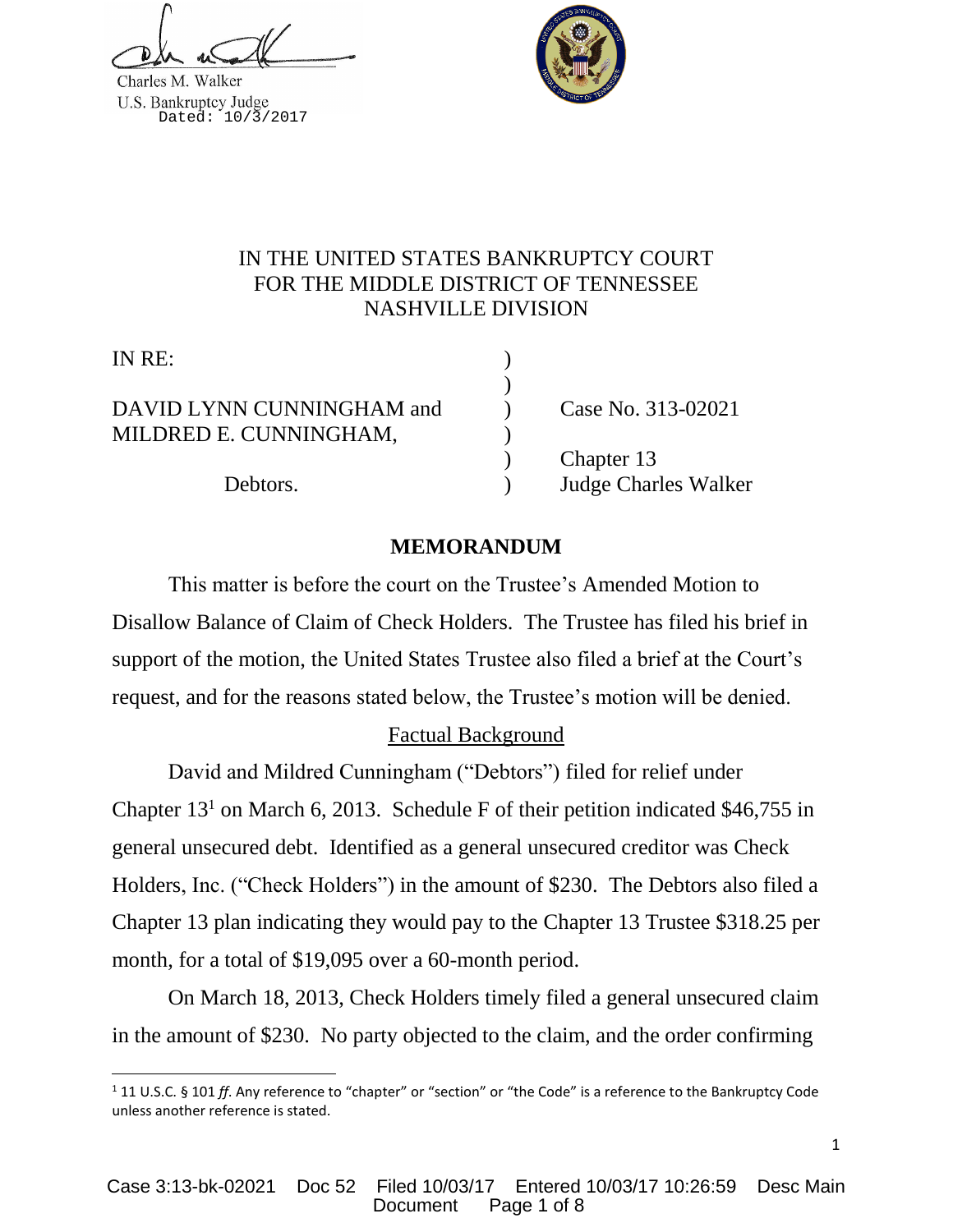Charles M. Walker
U.S. Bankruptcy Judge
Dated: 10/3/2017

# IN THE UNITED STATES BANKRUPTCY COURT FOR THE MIDDLE DISTRICT OF TENNESSEE NASHVILLE DIVISION

IN RE:

DAVID LYNN CUNNINGHAM and MILDRED E. CUNNINGHAM,

Debtors.

Case No. 313-02021

Chapter 13
Judge Charles Walker

## MEMORANDUM

This matter is before the court on the Trustee's Amended Motion to Disallow Balance of Claim of Check Holders. The Trustee has filed his brief in support of the motion, the United States Trustee also filed a brief at the Court's request, and for the reasons stated below, the Trustee's motion will be denied.

### Factual Background

David and Mildred Cunningham ("Debtors") filed for relief under Chapter 13[1] on March 6, 2013. Schedule F of their petition indicated $46,755 in general unsecured debt. Identified as a general unsecured creditor was Check Holders, Inc. ("Check Holders") in the amount of $230. The Debtors also filed a Chapter 13 plan indicating they would pay to the Chapter 13 Trustee $318.25 per month, for a total of $19,095 over a 60-month period.

On March 18, 2013, Check Holders timely filed a general unsecured claim in the amount of $230. No party objected to the claim, and the order confirming

[1] 11 U.S.C. § 101 *ff*. Any reference to "chapter" or "section" or "the Code" is a reference to the Bankruptcy Code unless another reference is stated.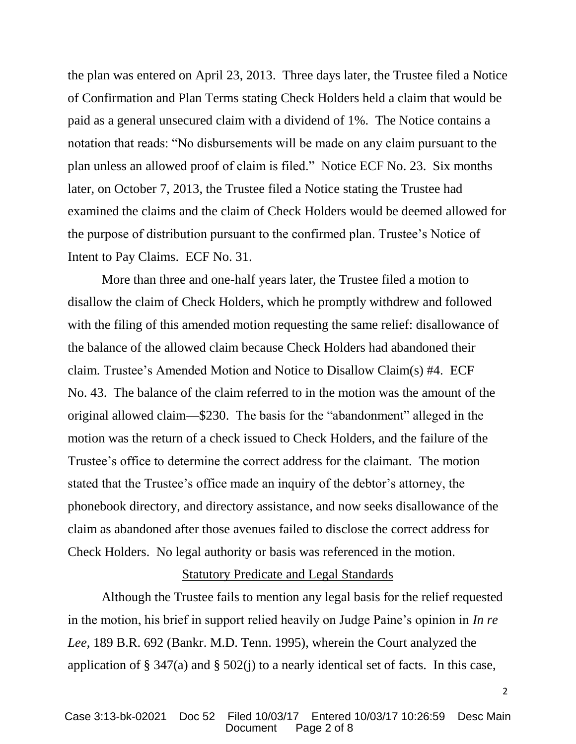the plan was entered on April 23, 2013. Three days later, the Trustee filed a Notice of Confirmation and Plan Terms stating Check Holders held a claim that would be paid as a general unsecured claim with a dividend of 1%. The Notice contains a notation that reads: "No disbursements will be made on any claim pursuant to the plan unless an allowed proof of claim is filed." Notice ECF No. 23. Six months later, on October 7, 2013, the Trustee filed a Notice stating the Trustee had examined the claims and the claim of Check Holders would be deemed allowed for the purpose of distribution pursuant to the confirmed plan. Trustee's Notice of Intent to Pay Claims. ECF No. 31.

More than three and one-half years later, the Trustee filed a motion to disallow the claim of Check Holders, which he promptly withdrew and followed with the filing of this amended motion requesting the same relief: disallowance of the balance of the allowed claim because Check Holders had abandoned their claim. Trustee's Amended Motion and Notice to Disallow Claim(s) #4. ECF No. 43. The balance of the claim referred to in the motion was the amount of the original allowed claim—$230. The basis for the "abandonment" alleged in the motion was the return of a check issued to Check Holders, and the failure of the Trustee's office to determine the correct address for the claimant. The motion stated that the Trustee's office made an inquiry of the debtor's attorney, the phonebook directory, and directory assistance, and now seeks disallowance of the claim as abandoned after those avenues failed to disclose the correct address for Check Holders. No legal authority or basis was referenced in the motion.

<u>Statutory Predicate and Legal Standards</u>

Although the Trustee fails to mention any legal basis for the relief requested in the motion, his brief in support relied heavily on Judge Paine's opinion in *In re Lee*, 189 B.R. 692 (Bankr. M.D. Tenn. 1995), wherein the Court analyzed the application of § 347(a) and § 502(j) to a nearly identical set of facts. In this case,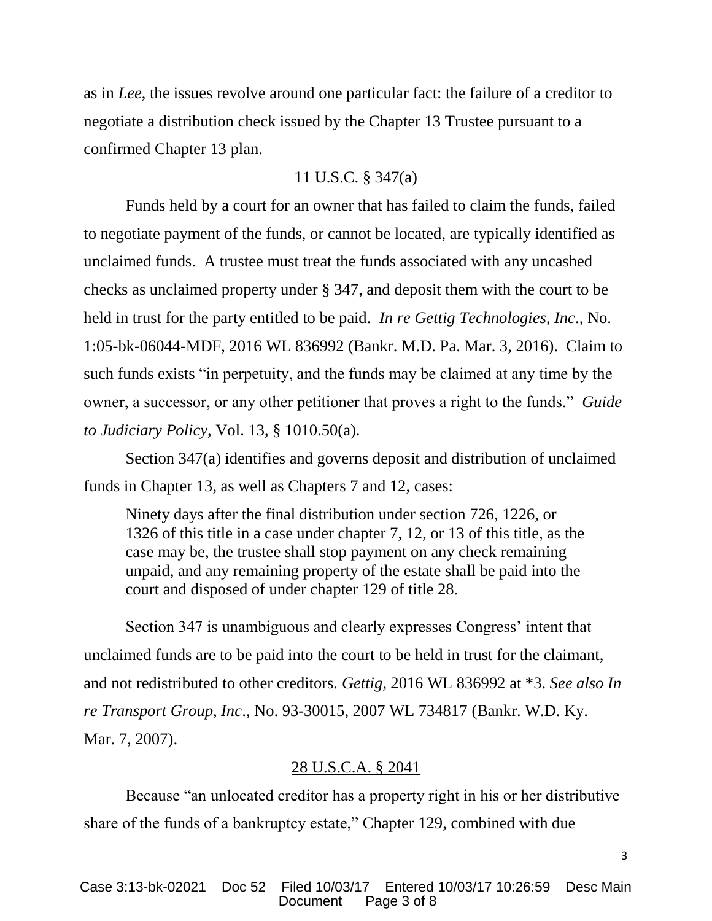as in *Lee*, the issues revolve around one particular fact: the failure of a creditor to negotiate a distribution check issued by the Chapter 13 Trustee pursuant to a confirmed Chapter 13 plan.

<u>11 U.S.C. § 347(a)</u>

Funds held by a court for an owner that has failed to claim the funds, failed to negotiate payment of the funds, or cannot be located, are typically identified as unclaimed funds. A trustee must treat the funds associated with any uncashed checks as unclaimed property under § 347, and deposit them with the court to be held in trust for the party entitled to be paid. *In re Gettig Technologies, Inc*., No. 1:05-bk-06044-MDF, 2016 WL 836992 (Bankr. M.D. Pa. Mar. 3, 2016). Claim to such funds exists "in perpetuity, and the funds may be claimed at any time by the owner, a successor, or any other petitioner that proves a right to the funds." *Guide to Judiciary Policy,* Vol. 13, § 1010.50(a).

Section 347(a) identifies and governs deposit and distribution of unclaimed funds in Chapter 13, as well as Chapters 7 and 12, cases:

> Ninety days after the final distribution under section 726, 1226, or 1326 of this title in a case under chapter 7, 12, or 13 of this title, as the case may be, the trustee shall stop payment on any check remaining unpaid, and any remaining property of the estate shall be paid into the court and disposed of under chapter 129 of title 28.

Section 347 is unambiguous and clearly expresses Congress' intent that unclaimed funds are to be paid into the court to be held in trust for the claimant, and not redistributed to other creditors. *Gettig,* 2016 WL 836992 at \*3. *See also In re Transport Group, Inc*., No. 93-30015, 2007 WL 734817 (Bankr. W.D. Ky. Mar. 7, 2007).

<u>28 U.S.C.A. § 2041</u>

Because "an unlocated creditor has a property right in his or her distributive share of the funds of a bankruptcy estate," Chapter 129, combined with due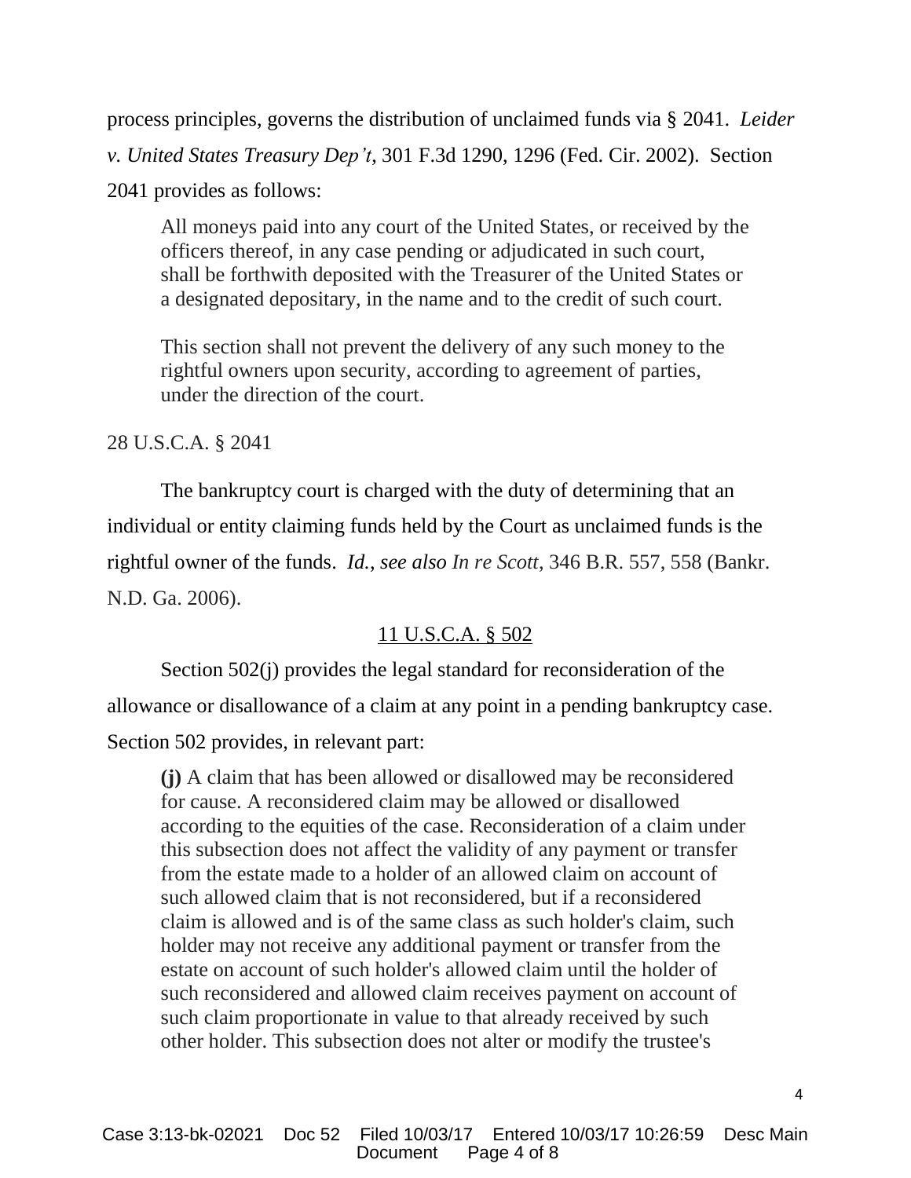process principles, governs the distribution of unclaimed funds via § 2041. *Leider v. United States Treasury Dep't*, 301 F.3d 1290, 1296 (Fed. Cir. 2002). Section 2041 provides as follows:

> All moneys paid into any court of the United States, or received by the officers thereof, in any case pending or adjudicated in such court, shall be forthwith deposited with the Treasurer of the United States or a designated depositary, in the name and to the credit of such court.
>
> This section shall not prevent the delivery of any such money to the rightful owners upon security, according to agreement of parties, under the direction of the court.

28 U.S.C.A. § 2041

The bankruptcy court is charged with the duty of determining that an individual or entity claiming funds held by the Court as unclaimed funds is the rightful owner of the funds. *Id., see also In re Scott*, 346 B.R. 557, 558 (Bankr. N.D. Ga. 2006).

<u>11 U.S.C.A. § 502</u>

Section 502(j) provides the legal standard for reconsideration of the allowance or disallowance of a claim at any point in a pending bankruptcy case. Section 502 provides, in relevant part:

> **(j)** A claim that has been allowed or disallowed may be reconsidered for cause. A reconsidered claim may be allowed or disallowed according to the equities of the case. Reconsideration of a claim under this subsection does not affect the validity of any payment or transfer from the estate made to a holder of an allowed claim on account of such allowed claim that is not reconsidered, but if a reconsidered claim is allowed and is of the same class as such holder's claim, such holder may not receive any additional payment or transfer from the estate on account of such holder's allowed claim until the holder of such reconsidered and allowed claim receives payment on account of such claim proportionate in value to that already received by such other holder. This subsection does not alter or modify the trustee's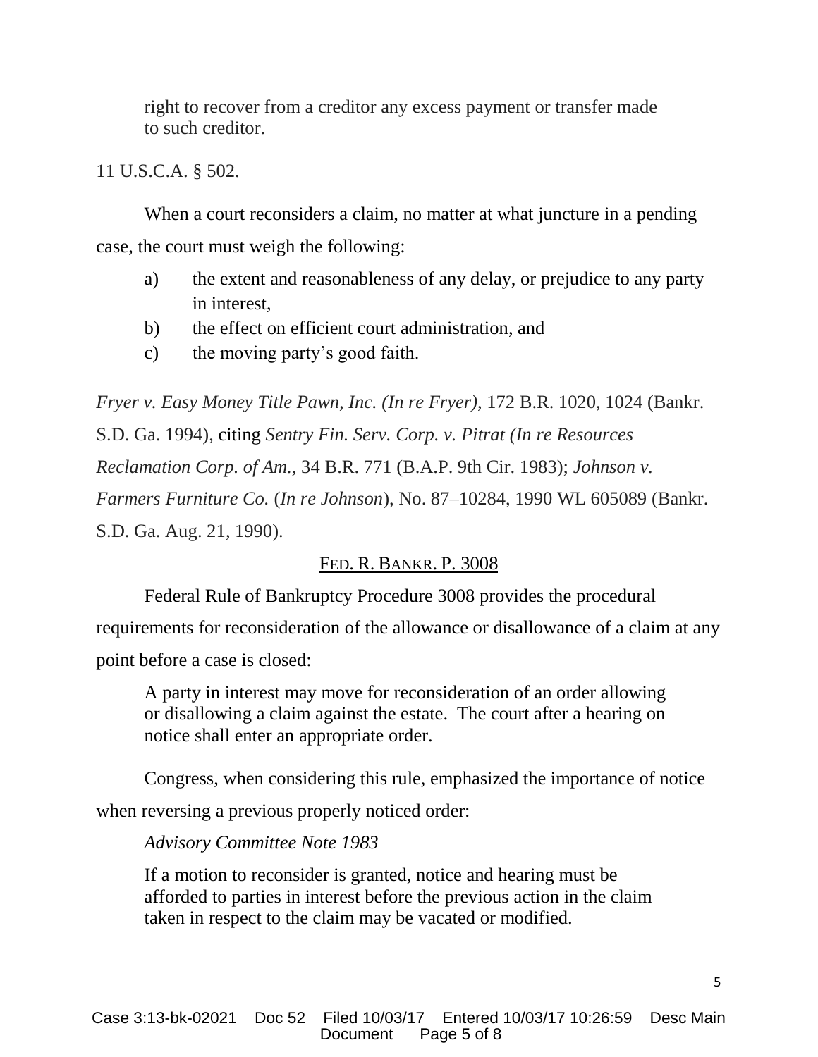> right to recover from a creditor any excess payment or transfer made to such creditor.

11 U.S.C.A. § 502.

When a court reconsiders a claim, no matter at what juncture in a pending case, the court must weigh the following:

a) the extent and reasonableness of any delay, or prejudice to any party in interest,

b) the effect on efficient court administration, and

c) the moving party's good faith.

*Fryer v. Easy Money Title Pawn, Inc. (In re Fryer)*, 172 B.R. 1020, 1024 (Bankr. S.D. Ga. 1994), citing *Sentry Fin. Serv. Corp. v. Pitrat (In re Resources Reclamation Corp. of Am.*, 34 B.R. 771 (B.A.P. 9th Cir. 1983); *Johnson v. Farmers Furniture Co.* (*In re Johnson*), No. 87–10284, 1990 WL 605089 (Bankr. S.D. Ga. Aug. 21, 1990).

<u>FED. R. BANKR. P. 3008</u>

Federal Rule of Bankruptcy Procedure 3008 provides the procedural requirements for reconsideration of the allowance or disallowance of a claim at any point before a case is closed:

> A party in interest may move for reconsideration of an order allowing or disallowing a claim against the estate. The court after a hearing on notice shall enter an appropriate order.

Congress, when considering this rule, emphasized the importance of notice when reversing a previous properly noticed order:

> *Advisory Committee Note 1983*
>
> If a motion to reconsider is granted, notice and hearing must be afforded to parties in interest before the previous action in the claim taken in respect to the claim may be vacated or modified.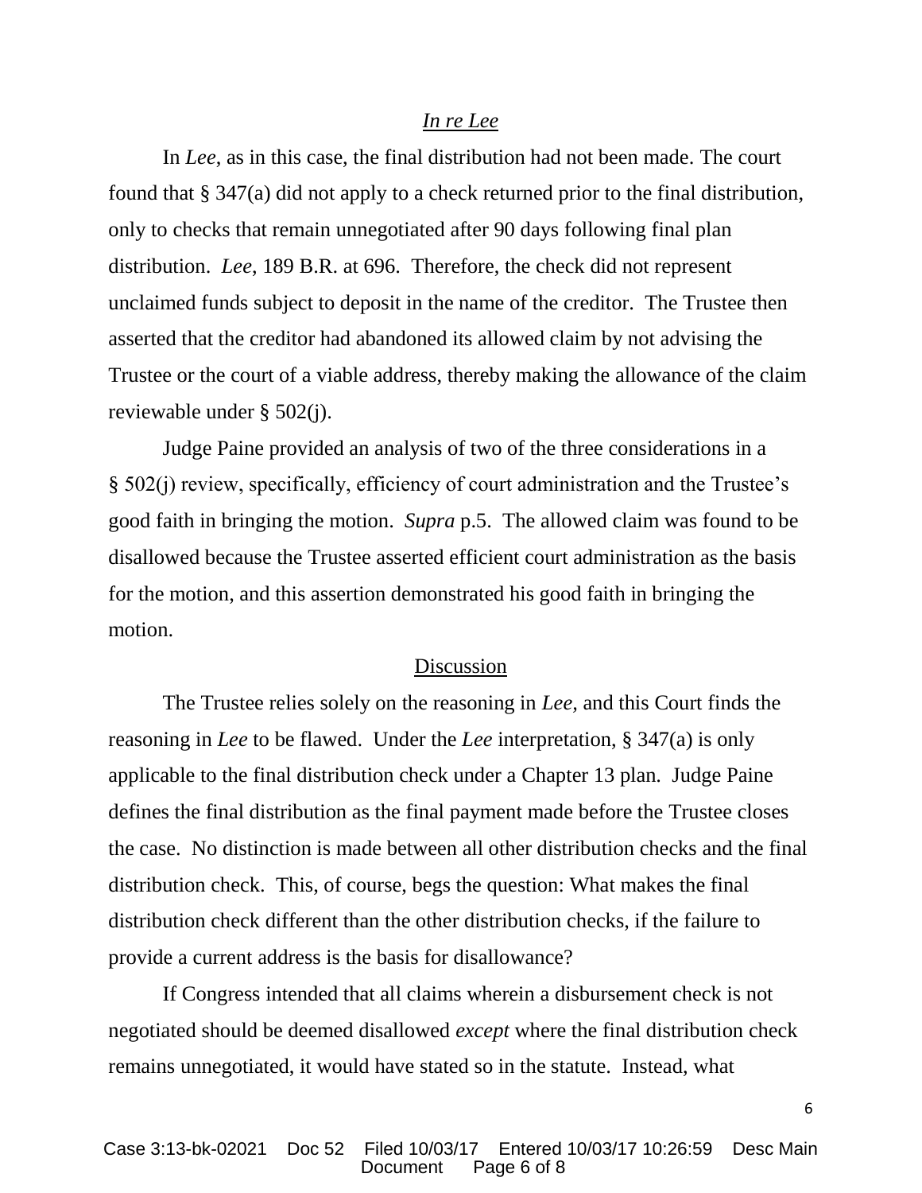*In re Lee*

In *Lee*, as in this case, the final distribution had not been made. The court found that § 347(a) did not apply to a check returned prior to the final distribution, only to checks that remain unnegotiated after 90 days following final plan distribution. *Lee*, 189 B.R. at 696. Therefore, the check did not represent unclaimed funds subject to deposit in the name of the creditor. The Trustee then asserted that the creditor had abandoned its allowed claim by not advising the Trustee or the court of a viable address, thereby making the allowance of the claim reviewable under § 502(j).

Judge Paine provided an analysis of two of the three considerations in a § 502(j) review, specifically, efficiency of court administration and the Trustee's good faith in bringing the motion. *Supra* p.5. The allowed claim was found to be disallowed because the Trustee asserted efficient court administration as the basis for the motion, and this assertion demonstrated his good faith in bringing the motion.

Discussion

The Trustee relies solely on the reasoning in *Lee*, and this Court finds the reasoning in *Lee* to be flawed. Under the *Lee* interpretation, § 347(a) is only applicable to the final distribution check under a Chapter 13 plan. Judge Paine defines the final distribution as the final payment made before the Trustee closes the case. No distinction is made between all other distribution checks and the final distribution check. This, of course, begs the question: What makes the final distribution check different than the other distribution checks, if the failure to provide a current address is the basis for disallowance?

If Congress intended that all claims wherein a disbursement check is not negotiated should be deemed disallowed *except* where the final distribution check remains unnegotiated, it would have stated so in the statute. Instead, what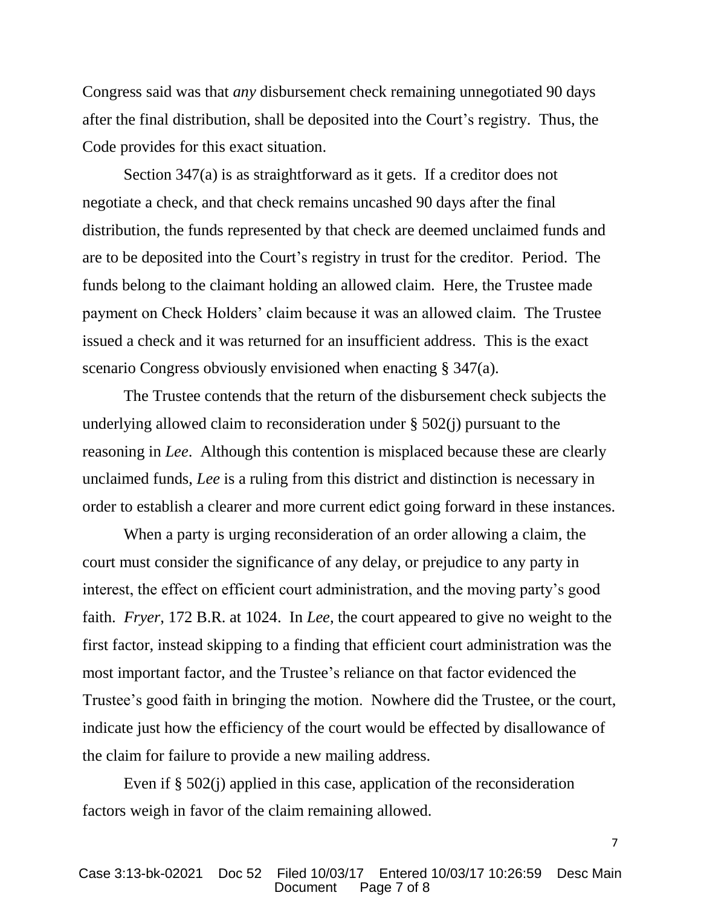Congress said was that *any* disbursement check remaining unnegotiated 90 days after the final distribution, shall be deposited into the Court's registry. Thus, the Code provides for this exact situation.

Section 347(a) is as straightforward as it gets. If a creditor does not negotiate a check, and that check remains uncashed 90 days after the final distribution, the funds represented by that check are deemed unclaimed funds and are to be deposited into the Court's registry in trust for the creditor. Period. The funds belong to the claimant holding an allowed claim. Here, the Trustee made payment on Check Holders' claim because it was an allowed claim. The Trustee issued a check and it was returned for an insufficient address. This is the exact scenario Congress obviously envisioned when enacting § 347(a).

The Trustee contends that the return of the disbursement check subjects the underlying allowed claim to reconsideration under § 502(j) pursuant to the reasoning in *Lee*. Although this contention is misplaced because these are clearly unclaimed funds, *Lee* is a ruling from this district and distinction is necessary in order to establish a clearer and more current edict going forward in these instances.

When a party is urging reconsideration of an order allowing a claim, the court must consider the significance of any delay, or prejudice to any party in interest, the effect on efficient court administration, and the moving party's good faith. *Fryer*, 172 B.R. at 1024. In *Lee*, the court appeared to give no weight to the first factor, instead skipping to a finding that efficient court administration was the most important factor, and the Trustee's reliance on that factor evidenced the Trustee's good faith in bringing the motion. Nowhere did the Trustee, or the court, indicate just how the efficiency of the court would be effected by disallowance of the claim for failure to provide a new mailing address.

Even if § 502(j) applied in this case, application of the reconsideration factors weigh in favor of the claim remaining allowed.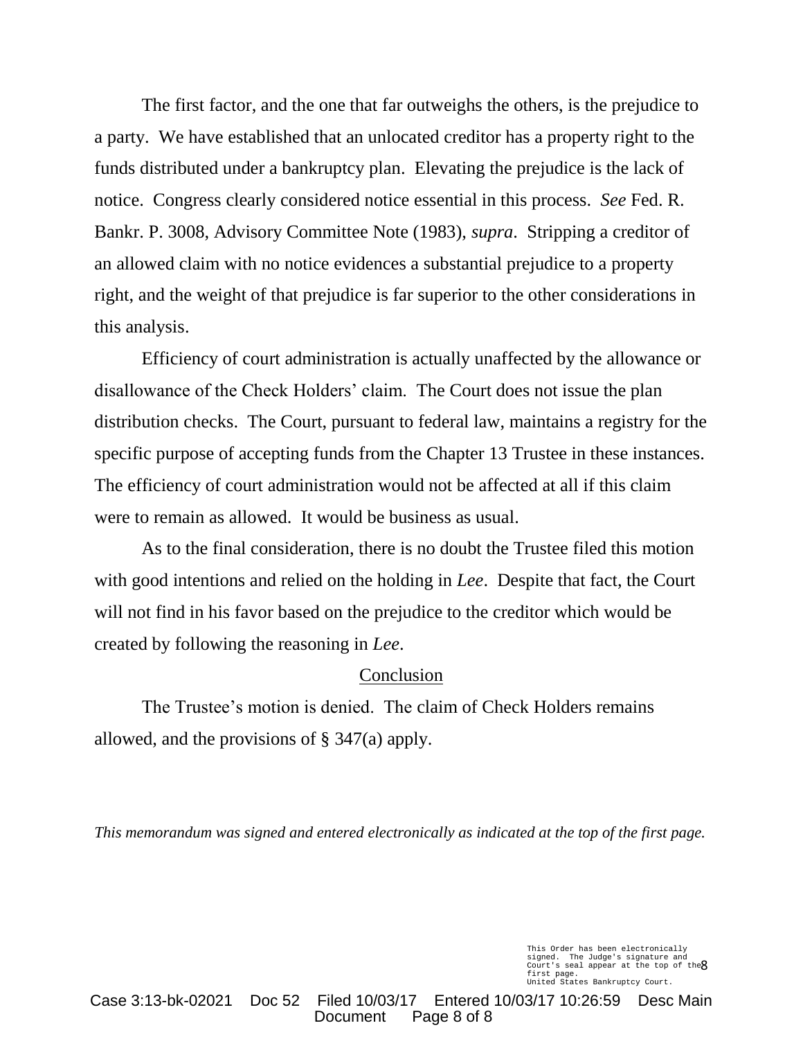The first factor, and the one that far outweighs the others, is the prejudice to a party. We have established that an unlocated creditor has a property right to the funds distributed under a bankruptcy plan. Elevating the prejudice is the lack of notice. Congress clearly considered notice essential in this process. *See* Fed. R. Bankr. P. 3008, Advisory Committee Note (1983), *supra*. Stripping a creditor of an allowed claim with no notice evidences a substantial prejudice to a property right, and the weight of that prejudice is far superior to the other considerations in this analysis.

Efficiency of court administration is actually unaffected by the allowance or disallowance of the Check Holders' claim. The Court does not issue the plan distribution checks. The Court, pursuant to federal law, maintains a registry for the specific purpose of accepting funds from the Chapter 13 Trustee in these instances. The efficiency of court administration would not be affected at all if this claim were to remain as allowed. It would be business as usual.

As to the final consideration, there is no doubt the Trustee filed this motion with good intentions and relied on the holding in *Lee*. Despite that fact, the Court will not find in his favor based on the prejudice to the creditor which would be created by following the reasoning in *Lee*.

## Conclusion

The Trustee's motion is denied. The claim of Check Holders remains allowed, and the provisions of § 347(a) apply.

*This memorandum was signed and entered electronically as indicated at the top of the first page.*

This Order has been electronically signed. The Judge's signature and Court's seal appear at the top of the first page.
United States Bankruptcy Court.